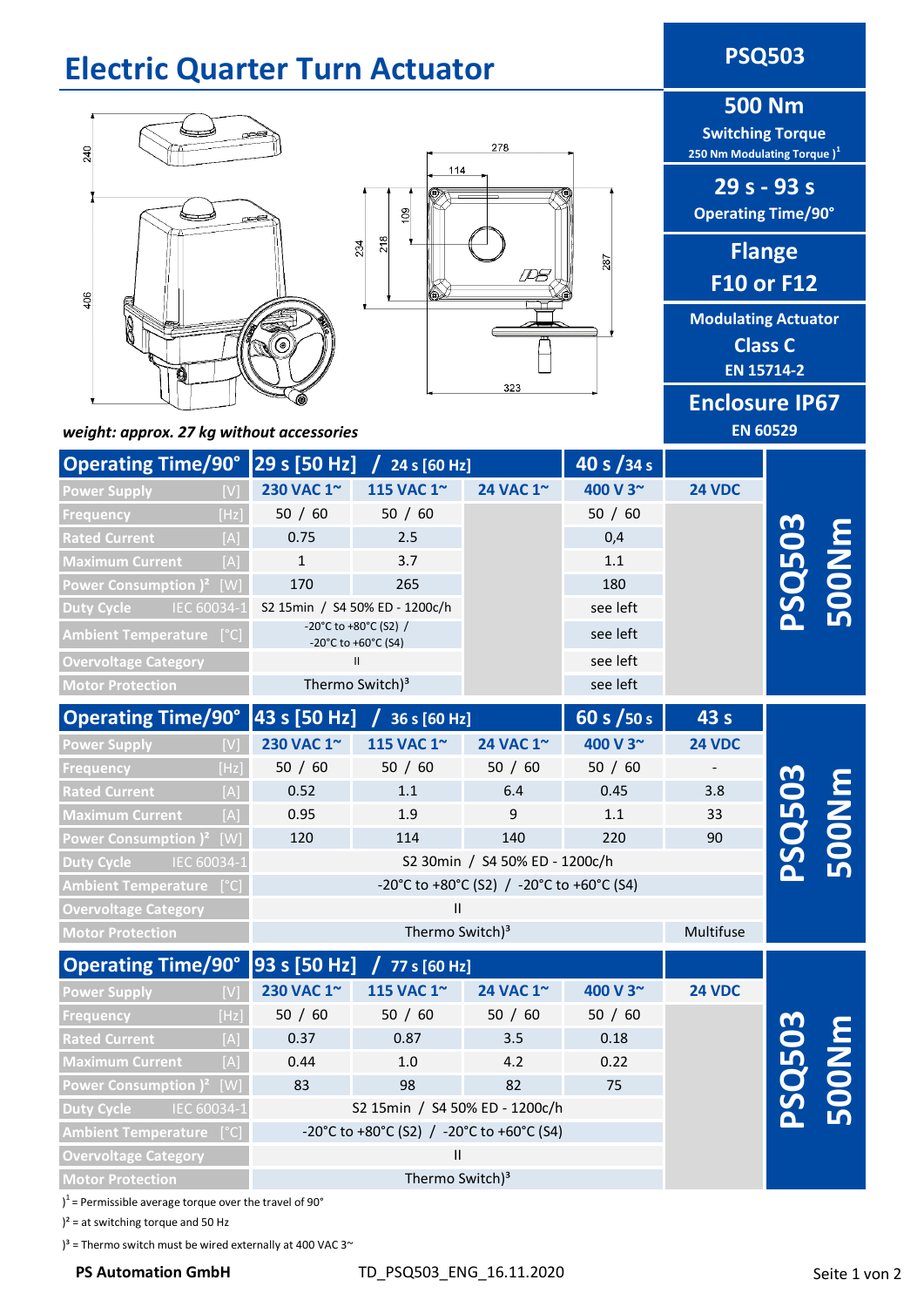# Electric Quarter Turn Actuator

**PSQ503**

**500 Nm**
**Switching Torque**
**250 Nm Modulating Torque )[1]**

**29 s - 93 s**
**Operating Time/90°**

**Flange**
**F10 or F12**

**Modulating Actuator**
**Class C**
**EN 15714-2**

**Enclosure IP67**
**EN 60529**

240 406 234 218 109 114 278 287 323

*weight: approx. 27 kg without accessories*

| Operating Time/90° | 29 s [50 Hz] / 24 s [60 Hz] | | | 40 s / 34 s | | |
|---|---|---|---|---|---|---|
| Power Supply [V] | 230 VAC 1~ | 115 VAC 1~ | 24 VAC 1~ | 400 V 3~ | 24 VDC | PSQ503 500Nm |
| Frequency [Hz] | 50 / 60 | 50 / 60 | | 50 / 60 | | |
| Rated Current [A] | 0.75 | 2.5 | | 0,4 | | |
| Maximum Current [A] | 1 | 3.7 | | 1.1 | | |
| Power Consumption )² [W] | 170 | 265 | | 180 | | |
| Duty Cycle IEC 60034-1 | S2 15min / S4 50% ED - 1200c/h | | | see left | | |
| Ambient Temperature [°C] | -20°C to +80°C (S2) / -20°C to +60°C (S4) | | | see left | | |
| Overvoltage Category | II | | | see left | | |
| Motor Protection | Thermo Switch)³ | | | see left | | |

| Operating Time/90° | 43 s [50 Hz] / 36 s [60 Hz] | | | 60 s / 50 s | 43 s | |
|---|---|---|---|---|---|---|
| Power Supply [V] | 230 VAC 1~ | 115 VAC 1~ | 24 VAC 1~ | 400 V 3~ | 24 VDC | PSQ503 500Nm |
| Frequency [Hz] | 50 / 60 | 50 / 60 | 50 / 60 | 50 / 60 | - | |
| Rated Current [A] | 0.52 | 1.1 | 6.4 | 0.45 | 3.8 | |
| Maximum Current [A] | 0.95 | 1.9 | 9 | 1.1 | 33 | |
| Power Consumption )² [W] | 120 | 114 | 140 | 220 | 90 | |
| Duty Cycle IEC 60034-1 | S2 30min / S4 50% ED - 1200c/h | | | | | |
| Ambient Temperature [°C] | -20°C to +80°C (S2) / -20°C to +60°C (S4) | | | | | |
| Overvoltage Category | II | | | | | |
| Motor Protection | Thermo Switch)³ | | | | Multifuse | |

| Operating Time/90° | 93 s [50 Hz] / 77 s [60 Hz] | | | | | |
|---|---|---|---|---|---|---|
| Power Supply [V] | 230 VAC 1~ | 115 VAC 1~ | 24 VAC 1~ | 400 V 3~ | 24 VDC | PSQ503 500Nm |
| Frequency [Hz] | 50 / 60 | 50 / 60 | 50 / 60 | 50 / 60 | | |
| Rated Current [A] | 0.37 | 0.87 | 3.5 | 0.18 | | |
| Maximum Current [A] | 0.44 | 1.0 | 4.2 | 0.22 | | |
| Power Consumption )² [W] | 83 | 98 | 82 | 75 | | |
| Duty Cycle IEC 60034-1 | S2 15min / S4 50% ED - 1200c/h | | | | | |
| Ambient Temperature [°C] | -20°C to +80°C (S2) / -20°C to +60°C (S4) | | | | | |
| Overvoltage Category | II | | | | | |
| Motor Protection | Thermo Switch)³ | | | | | |

)[1] = Permissible average torque over the travel of 90°

)² = at switching torque and 50 Hz

)³ = Thermo switch must be wired externally at 400 VAC 3~

**PS Automation GmbH** TD_PSQ503_ENG_16.11.2020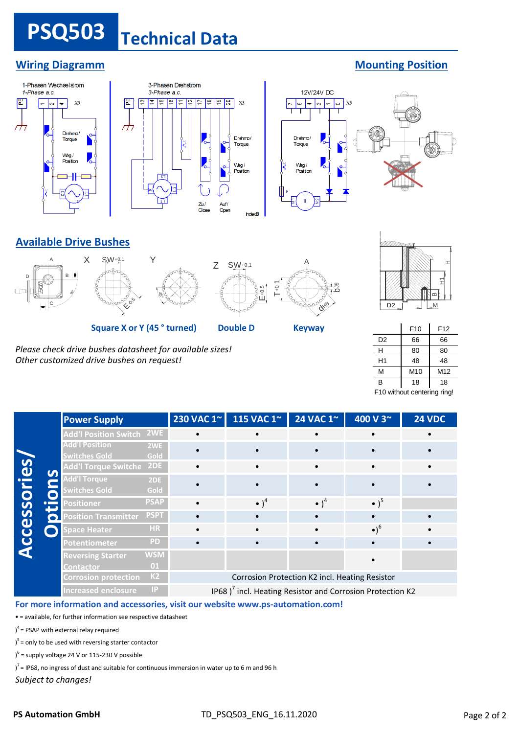# PSQ503 Technical Data

## Wiring Diagramm

1-Phasen Wechselstrom
*1-Phase a.c.*

3-Phasen Drehstrom
*3-Phase a.c.*

12V/24V DC

## Mounting Position

## Available Drive Bushes

Square X or Y (45 ° turned) | Double D | Keyway

*Please check drive bushes datasheet for available sizes!*
*Other customized drive bushes on request!*

| | F10 | F12 |
|---|---|---|
| D2 | 66 | 66 |
| H | 80 | 80 |
| H1 | 48 | 48 |
| M | M10 | M12 |
| B | 18 | 18 |

F10 without centering ring!

| Accessories/ Options | Power Supply | 230 VAC 1~ | 115 VAC 1~ | 24 VAC 1~ | 400 V 3~ | 24 VDC |
|---|---|---|---|---|---|---|
| | Add'l Position Switch 2WE | • | • | • | • | • |
| | Add'l Position Switches Gold 2WE Gold | • | • | • | • | • |
| | Add'l Torque Switche 2DE | • | • | • | • | • |
| | Add'l Torque Switches Gold 2DE Gold | • | • | • | • | • |
| | Positioner PSAP | • | • )[4] | • )[4] | • )[5] | |
| | Position Transmitter PSPT | • | • | • | • | • |
| | Space Heater HR | • | • | • | •)[6] | • |
| | Potentiometer PD | • | • | • | • | • |
| | Reversing Starter Contactor WSM 01 | | | | • | |
| | Corrosion protection K2 | Corrosion Protection K2 incl. Heating Resistor | | | | |
| | Increased enclosure IP | IP68 )[7] incl. Heating Resistor and Corrosion Protection K2 | | | | |

**For more information and accessories, visit our website www.ps-automation.com!**

• = available, for further information see respective datasheet

)[4] = PSAP with external relay required

)[5] = only to be used with reversing starter contactor

)[6] = supply voltage 24 V or 115-230 V possible

)[7] = IP68, no ingress of dust and suitable for continuous immersion in water up to 6 m and 96 h

*Subject to changes!*

**PS Automation GmbH** TD_PSQ503_ENG_16.11.2020